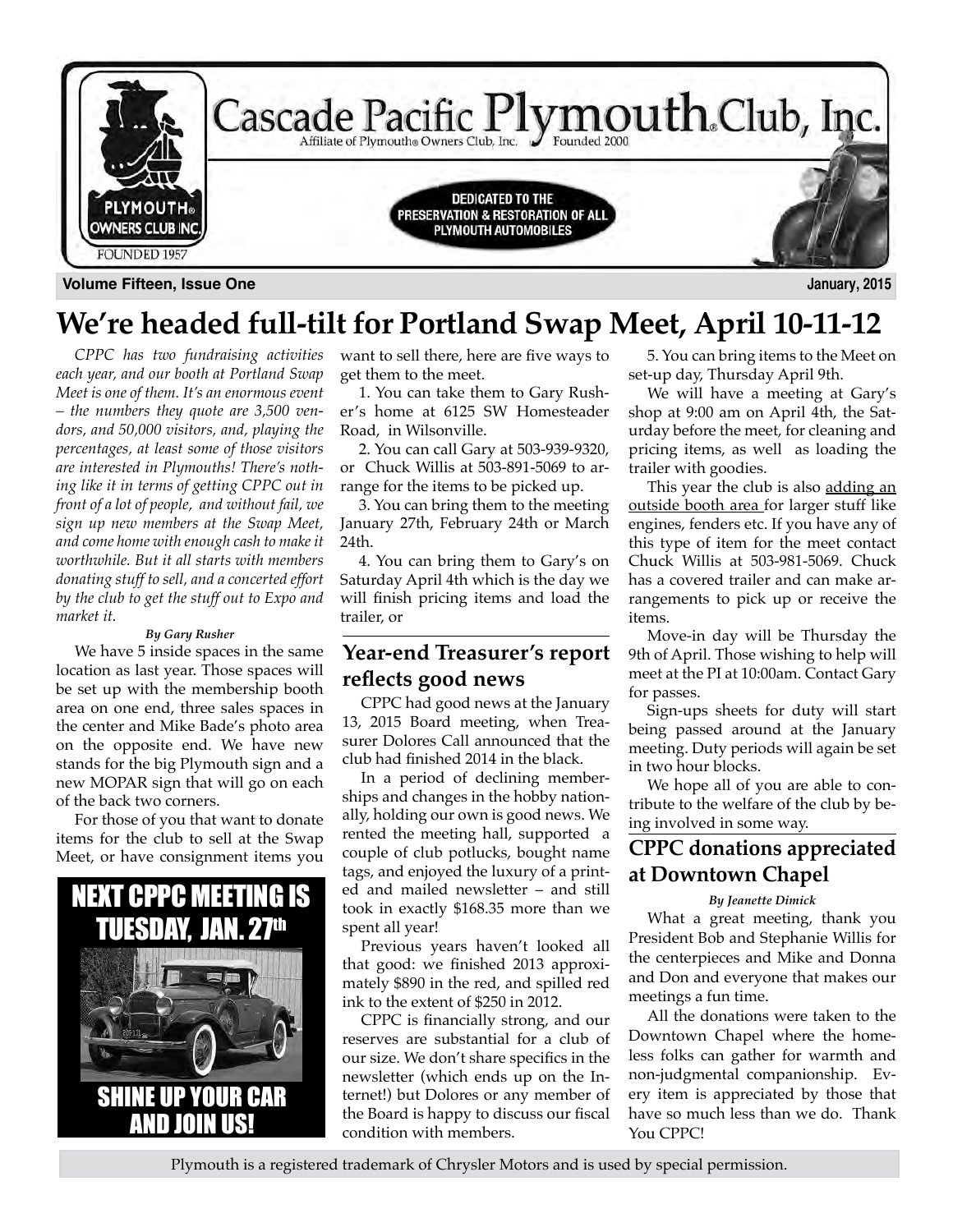# Cascade Pacific Plymouth Club, Inc.

Affiliate of Plymouth® Owners Club, Inc. Founded 2000

DEDICATED TO THE PRESERVATION & RESTORATION OF ALL PLYMOUTH AUTOMOBILES

PLYMOUTH® OWNERS CLUB INC. FOUNDED 1957

**Volume Fifteen, Issue One** **January, 2015**

# We're headed full-tilt for Portland Swap Meet, April 10-11-12

*CPPC has two fundraising activities each year, and our booth at Portland Swap Meet is one of them. It's an enormous event – the numbers they quote are 3,500 vendors, and 50,000 visitors, and, playing the percentages, at least some of those visitors are interested in Plymouths! There's nothing like it in terms of getting CPPC out in front of a lot of people, and without fail, we sign up new members at the Swap Meet, and come home with enough cash to make it worthwhile. But it all starts with members donating stuff to sell, and a concerted effort by the club to get the stuff out to Expo and market it.*

***By Gary Rusher***

We have 5 inside spaces in the same location as last year. Those spaces will be set up with the membership booth area on one end, three sales spaces in the center and Mike Bade's photo area on the opposite end. We have new stands for the big Plymouth sign and a new MOPAR sign that will go on each of the back two corners.

For those of you that want to donate items for the club to sell at the Swap Meet, or have consignment items you want to sell there, here are five ways to get them to the meet.

1. You can take them to Gary Rusher's home at 6125 SW Homesteader Road, in Wilsonville.

2. You can call Gary at 503-939-9320, or Chuck Willis at 503-891-5069 to arrange for the items to be picked up.

3. You can bring them to the meeting January 27th, February 24th or March 24th.

4. You can bring them to Gary's on Saturday April 4th which is the day we will finish pricing items and load the trailer, or

5. You can bring items to the Meet on set-up day, Thursday April 9th.

We will have a meeting at Gary's shop at 9:00 am on April 4th, the Saturday before the meet, for cleaning and pricing items, as well as loading the trailer with goodies.

This year the club is also adding an outside booth area for larger stuff like engines, fenders etc. If you have any of this type of item for the meet contact Chuck Willis at 503-981-5069. Chuck has a covered trailer and can make arrangements to pick up or receive the items.

Move-in day will be Thursday the 9th of April. Those wishing to help will meet at the PI at 10:00am. Contact Gary for passes.

Sign-ups sheets for duty will start being passed around at the January meeting. Duty periods will again be set in two hour blocks.

We hope all of you are able to contribute to the welfare of the club by being involved in some way.

**NEXT CPPC MEETING IS TUESDAY, JAN. 27th**

**SHINE UP YOUR CAR AND JOIN US!**

## Year-end Treasurer's report reflects good news

CPPC had good news at the January 13, 2015 Board meeting, when Treasurer Dolores Call announced that the club had finished 2014 in the black.

In a period of declining memberships and changes in the hobby nationally, holding our own is good news. We rented the meeting hall, supported a couple of club potlucks, bought name tags, and enjoyed the luxury of a printed and mailed newsletter – and still took in exactly $168.35 more than we spent all year!

Previous years haven't looked all that good: we finished 2013 approximately $890 in the red, and spilled red ink to the extent of $250 in 2012.

CPPC is financially strong, and our reserves are substantial for a club of our size. We don't share specifics in the newsletter (which ends up on the Internet!) but Dolores or any member of the Board is happy to discuss our fiscal condition with members.

## CPPC donations appreciated at Downtown Chapel

***By Jeanette Dimick***

What a great meeting, thank you President Bob and Stephanie Willis for the centerpieces and Mike and Donna and Don and everyone that makes our meetings a fun time.

All the donations were taken to the Downtown Chapel where the homeless folks can gather for warmth and non-judgmental companionship. Every item is appreciated by those that have so much less than we do. Thank You CPPC!

Plymouth is a registered trademark of Chrysler Motors and is used by special permission.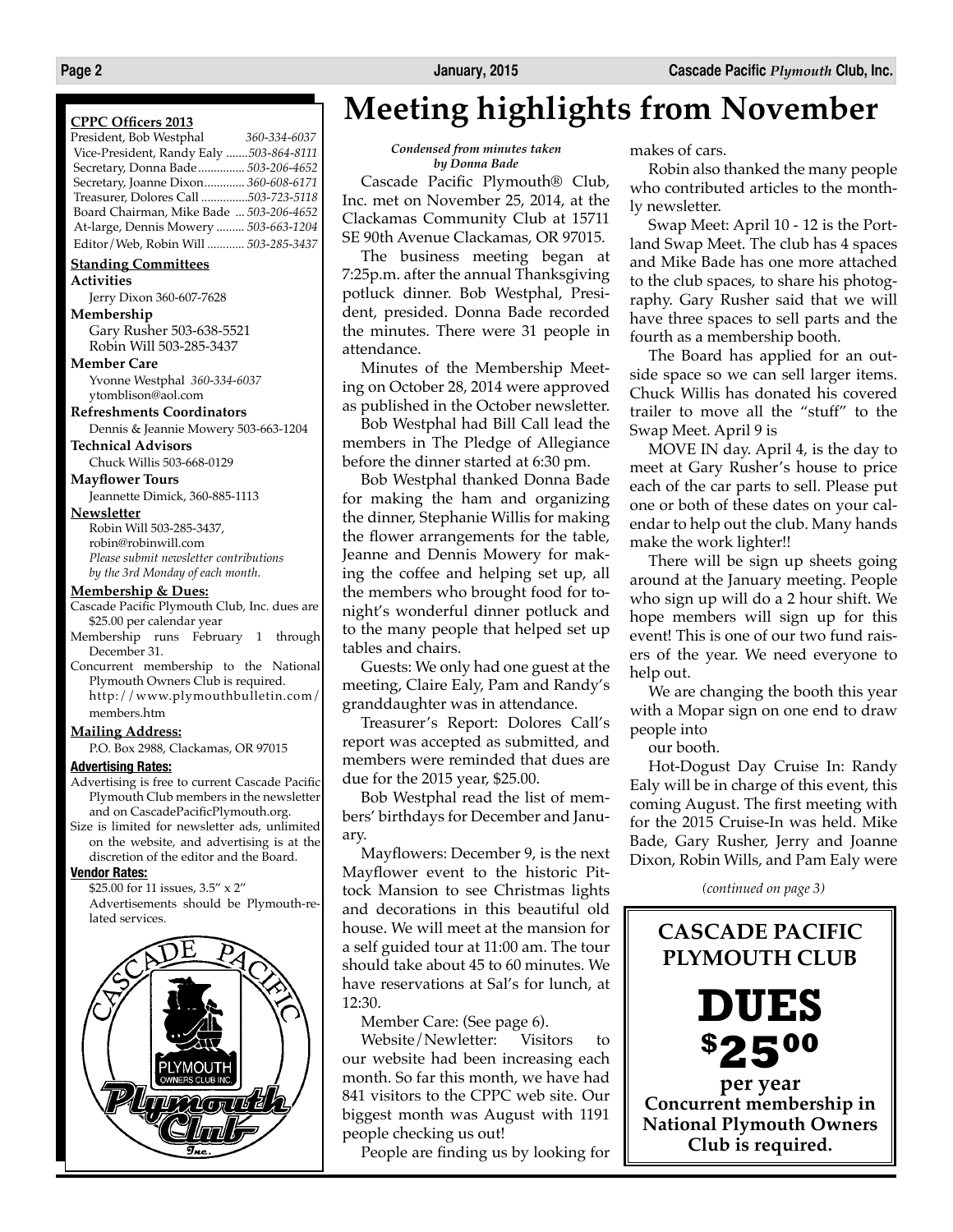# Meeting highlights from November

*Condensed from minutes taken by Donna Bade*

Cascade Pacific Plymouth® Club, Inc. met on November 25, 2014, at the Clackamas Community Club at 15711 SE 90th Avenue Clackamas, OR 97015.

The business meeting began at 7:25p.m. after the annual Thanksgiving potluck dinner. Bob Westphal, President, presided. Donna Bade recorded the minutes. There were 31 people in attendance.

Minutes of the Membership Meeting on October 28, 2014 were approved as published in the October newsletter.

Bob Westphal had Bill Call lead the members in The Pledge of Allegiance before the dinner started at 6:30 pm.

Bob Westphal thanked Donna Bade for making the ham and organizing the dinner, Stephanie Willis for making the flower arrangements for the table, Jeanne and Dennis Mowery for making the coffee and helping set up, all the members who brought food for tonight's wonderful dinner potluck and to the many people that helped set up tables and chairs.

Guests: We only had one guest at the meeting, Claire Ealy, Pam and Randy's granddaughter was in attendance.

Treasurer's Report: Dolores Call's report was accepted as submitted, and members were reminded that dues are due for the 2015 year, $25.00.

Bob Westphal read the list of members' birthdays for December and January.

Mayflowers: December 9, is the next Mayflower event to the historic Pittock Mansion to see Christmas lights and decorations in this beautiful old house. We will meet at the mansion for a self guided tour at 11:00 am. The tour should take about 45 to 60 minutes. We have reservations at Sal's for lunch, at 12:30.

Member Care: (See page 6).

Website/Newsletter: Visitors to our website had been increasing each month. So far this month, we have had 841 visitors to the CPPC web site. Our biggest month was August with 1191 people checking us out!

People are finding us by looking for makes of cars.

Robin also thanked the many people who contributed articles to the monthly newsletter.

Swap Meet: April 10 - 12 is the Portland Swap Meet. The club has 4 spaces and Mike Bade has one more attached to the club spaces, to share his photography. Gary Rusher said that we will have three spaces to sell parts and the fourth as a membership booth.

The Board has applied for an outside space so we can sell larger items. Chuck Willis has donated his covered trailer to move all the "stuff" to the Swap Meet. April 9 is

MOVE IN day. April 4, is the day to meet at Gary Rusher's house to price each of the car parts to sell. Please put one or both of these dates on your calendar to help out the club. Many hands make the work lighter!!

There will be sign up sheets going around at the January meeting. People who sign up will do a 2 hour shift. We hope members will sign up for this event! This is one of our two fund raisers of the year. We need everyone to help out.

We are changing the booth this year with a Mopar sign on one end to draw people into

our booth.

Hot-Dogust Day Cruise In: Randy Ealy will be in charge of this event, this coming August. The first meeting with for the 2015 Cruise-In was held. Mike Bade, Gary Rusher, Jerry and Joanne Dixon, Robin Wills, and Pam Ealy were

*(continued on page 3)*

**CPPC Officers 2013**

| | |
|---|---|
| President, Bob Westphal | *360-334-6037* |
| Vice-President, Randy Ealy | *503-864-8111* |
| Secretary, Donna Bade | *503-206-4652* |
| Secretary, Joanne Dixon | *360-608-6171* |
| Treasurer, Dolores Call | *503-723-5118* |
| Board Chairman, Mike Bade | *503-206-4652* |
| At-large, Dennis Mowery | *503-663-1204* |
| Editor/Web, Robin Will | *503-285-3437* |

**Standing Committees**

**Activities**
Jerry Dixon 360-607-7628

**Membership**
Gary Rusher 503-638-5521
Robin Will 503-285-3437

**Member Care**
Yvonne Westphal *360-334-6037*
ytomblison@aol.com

**Refreshments Coordinators**
Dennis & Jeannie Mowery 503-663-1204

**Technical Advisors**
Chuck Willis 503-668-0129

**Mayflower Tours**
Jeannette Dimick, 360-885-1113

**Newsletter**
Robin Will 503-285-3437,
robin@robinwill.com
*Please submit newsletter contributions by the 3rd Monday of each month.*

**Membership & Dues:**

Cascade Pacific Plymouth Club, Inc. dues are $25.00 per calendar year

Membership runs February 1 through December 31.

Concurrent membership to the National Plymouth Owners Club is required. http://www.plymouthbulletin.com/members.htm

**Mailing Address:**

P.O. Box 2988, Clackamas, OR 97015

**Advertising Rates:**

Advertising is free to current Cascade Pacific Plymouth Club members in the newsletter and on CascadePacificPlymouth.org.

Size is limited for newsletter ads, unlimited on the website, and advertising is at the discretion of the editor and the Board.

**Vendor Rates:**

$25.00 for 11 issues, 3.5" x 2"

Advertisements should be Plymouth-related services.

**CASCADE PACIFIC PLYMOUTH CLUB**

**DUES $25.00 per year**

**Concurrent membership in National Plymouth Owners Club is required.**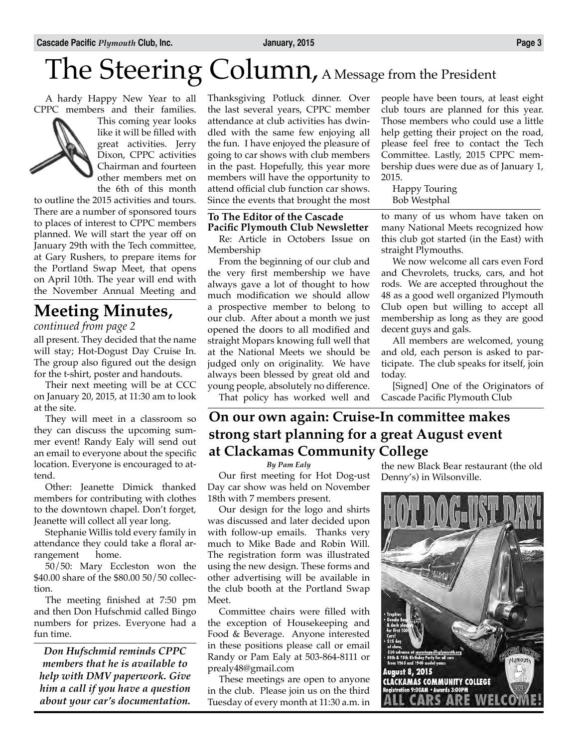# The Steering Column, A Message from the President

A hardy Happy New Year to all CPPC members and their families. This coming year looks like it will be filled with great activities. Jerry Dixon, CPPC activities Chairman and fourteen other members met on the 6th of this month to outline the 2015 activities and tours. There are a number of sponsored tours to places of interest to CPPC members planned. We will start the year off on January 29th with the Tech committee, at Gary Rushers, to prepare items for the Portland Swap Meet, that opens on April 10th. The year will end with the November Annual Meeting and Thanksgiving Potluck dinner. Over the last several years, CPPC member attendance at club activities has dwindled with the same few enjoying all the fun. I have enjoyed the pleasure of going to car shows with club members in the past. Hopefully, this year more members will have the opportunity to attend official club function car shows. Since the events that brought the most people have been tours, at least eight club tours are planned for this year. Those members who could use a little help getting their project on the road, please feel free to contact the Tech Committee. Lastly, 2015 CPPC membership dues were due as of January 1, 2015.

Happy Touring
Bob Westphal

## Meeting Minutes,

*continued from page 2*

all present. They decided that the name will stay; Hot-Dogust Day Cruise In. The group also figured out the design for the t-shirt, poster and handouts.

Their next meeting will be at CCC on January 20, 2015, at 11:30 am to look at the site.

They will meet in a classroom so they can discuss the upcoming summer event! Randy Ealy will send out an email to everyone about the specific location. Everyone is encouraged to attend.

Other: Jeanette Dimick thanked members for contributing with clothes to the downtown chapel. Don't forget, Jeanette will collect all year long.

Stephanie Willis told every family in attendance they could take a floral arrangement home.

50/50: Mary Eccleston won the $40.00 share of the $80.00 50/50 collection.

The meeting finished at 7:50 pm and then Don Hufschmid called Bingo numbers for prizes. Everyone had a fun time.

***Don Hufschmid reminds CPPC members that he is available to help with DMV paperwork. Give him a call if you have a question about your car's documentation.***

**To The Editor of the Cascade Pacific Plymouth Club Newsletter**

Re: Article in Octobers Issue on Membership

From the beginning of our club and the very first membership we have always gave a lot of thought to how much modification we should allow a prospective member to belong to our club. After about a month we just opened the doors to all modified and straight Mopars knowing full well that at the National Meets we should be judged only on originality. We have always been blessed by great old and young people, absolutely no difference.

That policy has worked well and to many of us whom have taken on many National Meets recognized how this club got started (in the East) with straight Plymouths.

We now welcome all cars even Ford and Chevrolets, trucks, cars, and hot rods. We are accepted throughout the 48 as a good well organized Plymouth Club open but willing to accept all membership as long as they are good decent guys and gals.

All members are welcomed, young and old, each person is asked to participate. The club speaks for itself, join today.

[Signed] One of the Originators of Cascade Pacific Plymouth Club

## On our own again: Cruise-In committee makes strong start planning for a great August event at Clackamas Community College

*By Pam Ealy*

Our first meeting for Hot Dog-ust Day car show was held on November 18th with 7 members present.

Our design for the logo and shirts was discussed and later decided upon with follow-up emails. Thanks very much to Mike Bade and Robin Will. The registration form was illustrated using the new design. These forms and other advertising will be available in the club booth at the Portland Swap Meet.

Committee chairs were filled with the exception of Housekeeping and Food & Beverage. Anyone interested in these positions please call or email Randy or Pam Ealy at 503-864-8111 or prealy48@gmail.com

These meetings are open to anyone in the club. Please join us on the third Tuesday of every month at 11:30 a.m. in the new Black Bear restaurant (the old Denny's) in Wilsonville.

**HOT DOG-UST DAY!**

- Trophies
- Goodie Bags & dash plaques for first 100 Cars!
- $25 day of show, $20 advance at cascadepacificplymouth.org
- 50th & 75th Birthday Party for all cars from 1965 and 1940 model years

**August 8, 2015**
**CLACKAMAS COMMUNITY COLLEGE**
Registration 9:00AM • Awards 3:00PM
**ALL CARS ARE WELCOME!**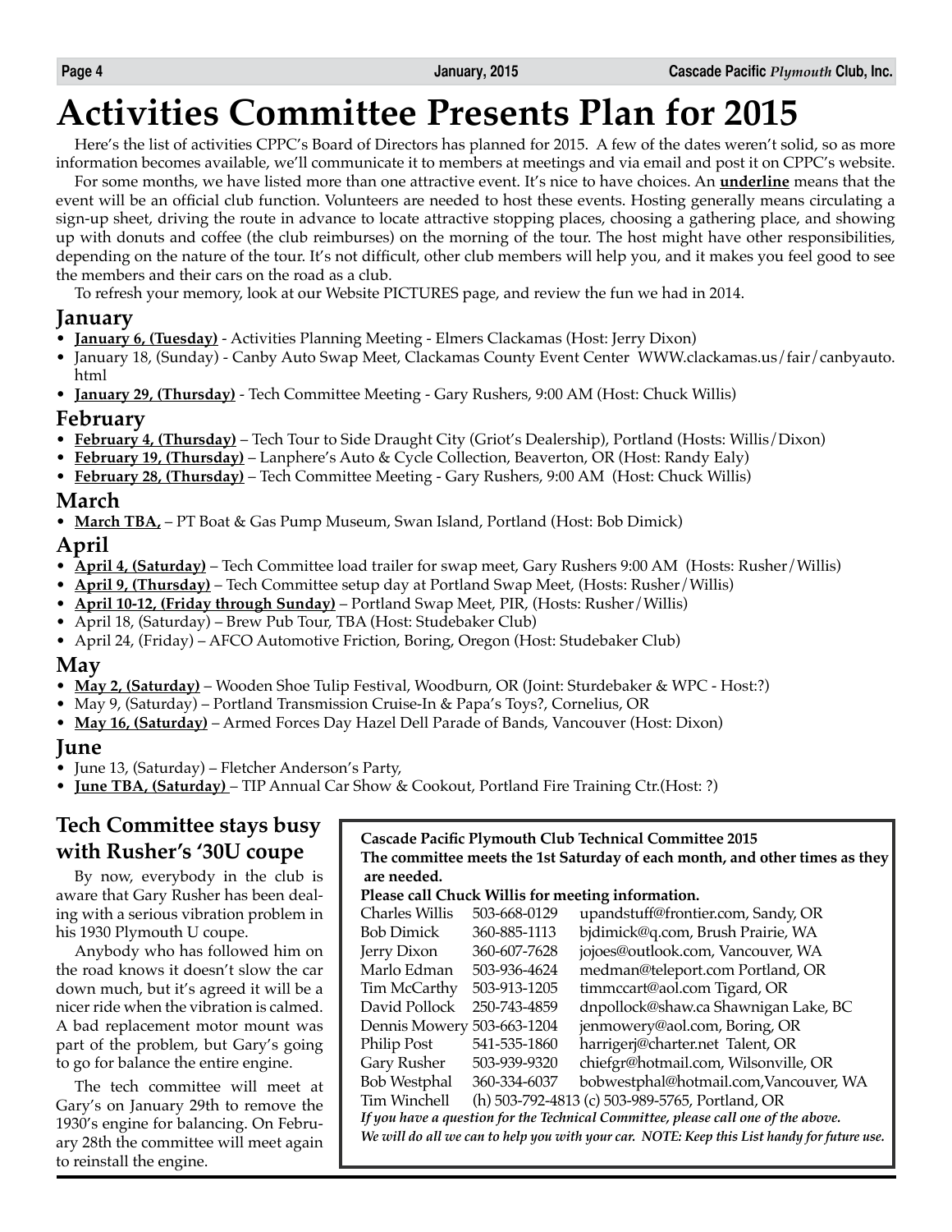# Activities Committee Presents Plan for 2015

Here's the list of activities CPPC's Board of Directors has planned for 2015. A few of the dates weren't solid, so as more information becomes available, we'll communicate it to members at meetings and via email and post it on CPPC's website.

For some months, we have listed more than one attractive event. It's nice to have choices. An **<u>underline</u>** means that the event will be an official club function. Volunteers are needed to host these events. Hosting generally means circulating a sign-up sheet, driving the route in advance to locate attractive stopping places, choosing a gathering place, and showing up with donuts and coffee (the club reimburses) on the morning of the tour. The host might have other responsibilities, depending on the nature of the tour. It's not difficult, other club members will help you, and it makes you feel good to see the members and their cars on the road as a club.

To refresh your memory, look at our Website PICTURES page, and review the fun we had in 2014.

## January

- **<u>January 6, (Tuesday)</u>** - Activities Planning Meeting - Elmers Clackamas (Host: Jerry Dixon)
- January 18, (Sunday) - Canby Auto Swap Meet, Clackamas County Event Center WWW.clackamas.us/fair/canbyauto.html
- **<u>January 29, (Thursday)</u>** - Tech Committee Meeting - Gary Rushers, 9:00 AM (Host: Chuck Willis)

## February

- **<u>February 4, (Thursday)</u>** – Tech Tour to Side Draught City (Griot's Dealership), Portland (Hosts: Willis/Dixon)
- **<u>February 19, (Thursday)</u>** – Lanphere's Auto & Cycle Collection, Beaverton, OR (Host: Randy Ealy)
- **<u>February 28, (Thursday)</u>** – Tech Committee Meeting - Gary Rushers, 9:00 AM (Host: Chuck Willis)

## March

- **<u>March TBA,</u>** – PT Boat & Gas Pump Museum, Swan Island, Portland (Host: Bob Dimick)

## April

- **<u>April 4, (Saturday)</u>** – Tech Committee load trailer for swap meet, Gary Rushers 9:00 AM (Hosts: Rusher/Willis)
- **<u>April 9, (Thursday)</u>** – Tech Committee setup day at Portland Swap Meet, (Hosts: Rusher/Willis)
- **<u>April 10-12, (Friday through Sunday)</u>** – Portland Swap Meet, PIR, (Hosts: Rusher/Willis)
- April 18, (Saturday) – Brew Pub Tour, TBA (Host: Studebaker Club)
- April 24, (Friday) – AFCO Automotive Friction, Boring, Oregon (Host: Studebaker Club)

## May

- **<u>May 2, (Saturday)</u>** – Wooden Shoe Tulip Festival, Woodburn, OR (Joint: Sturdebaker & WPC - Host:?)
- May 9, (Saturday) – Portland Transmission Cruise-In & Papa's Toys?, Cornelius, OR
- **<u>May 16, (Saturday)</u>** – Armed Forces Day Hazel Dell Parade of Bands, Vancouver (Host: Dixon)

## June

- June 13, (Saturday) – Fletcher Anderson's Party,
- **<u>June TBA, (Saturday)</u>** – TIP Annual Car Show & Cookout, Portland Fire Training Ctr.(Host: ?)

## Tech Committee stays busy with Rusher's '30U coupe

By now, everybody in the club is aware that Gary Rusher has been dealing with a serious vibration problem in his 1930 Plymouth U coupe.

Anybody who has followed him on the road knows it doesn't slow the car down much, but it's agreed it will be a nicer ride when the vibration is calmed. A bad replacement motor mount was part of the problem, but Gary's going to go for balance the entire engine.

The tech committee will meet at Gary's on January 29th to remove the 1930's engine for balancing. On February 28th the committee will meet again to reinstall the engine.

**Cascade Pacific Plymouth Club Technical Committee 2015**
**The committee meets the 1st Saturday of each month, and other times as they are needed.**
**Please call Chuck Willis for meeting information.**

| Name | Phone | Email / Location |
|---|---|---|
| Charles Willis | 503-668-0129 | upandstuff@frontier.com, Sandy, OR |
| Bob Dimick | 360-885-1113 | bjdimick@q.com, Brush Prairie, WA |
| Jerry Dixon | 360-607-7628 | jojoes@outlook.com, Vancouver, WA |
| Marlo Edman | 503-936-4624 | medman@teleport.com Portland, OR |
| Tim McCarthy | 503-913-1205 | timmccart@aol.com Tigard, OR |
| David Pollock | 250-743-4859 | dnpollock@shaw.ca Shawnigan Lake, BC |
| Dennis Mowery | 503-663-1204 | jenmowery@aol.com, Boring, OR |
| Philip Post | 541-535-1860 | harrigerj@charter.net Talent, OR |
| Gary Rusher | 503-939-9320 | chiefgr@hotmail.com, Wilsonville, OR |
| Bob Westphal | 360-334-6037 | bobwestphal@hotmail.com,Vancouver, WA |
| Tim Winchell | (h) 503-792-4813 (c) 503-989-5765, Portland, OR | |

*If you have a question for the Technical Committee, please call one of the above. We will do all we can to help you with your car. NOTE: Keep this List handy for future use.*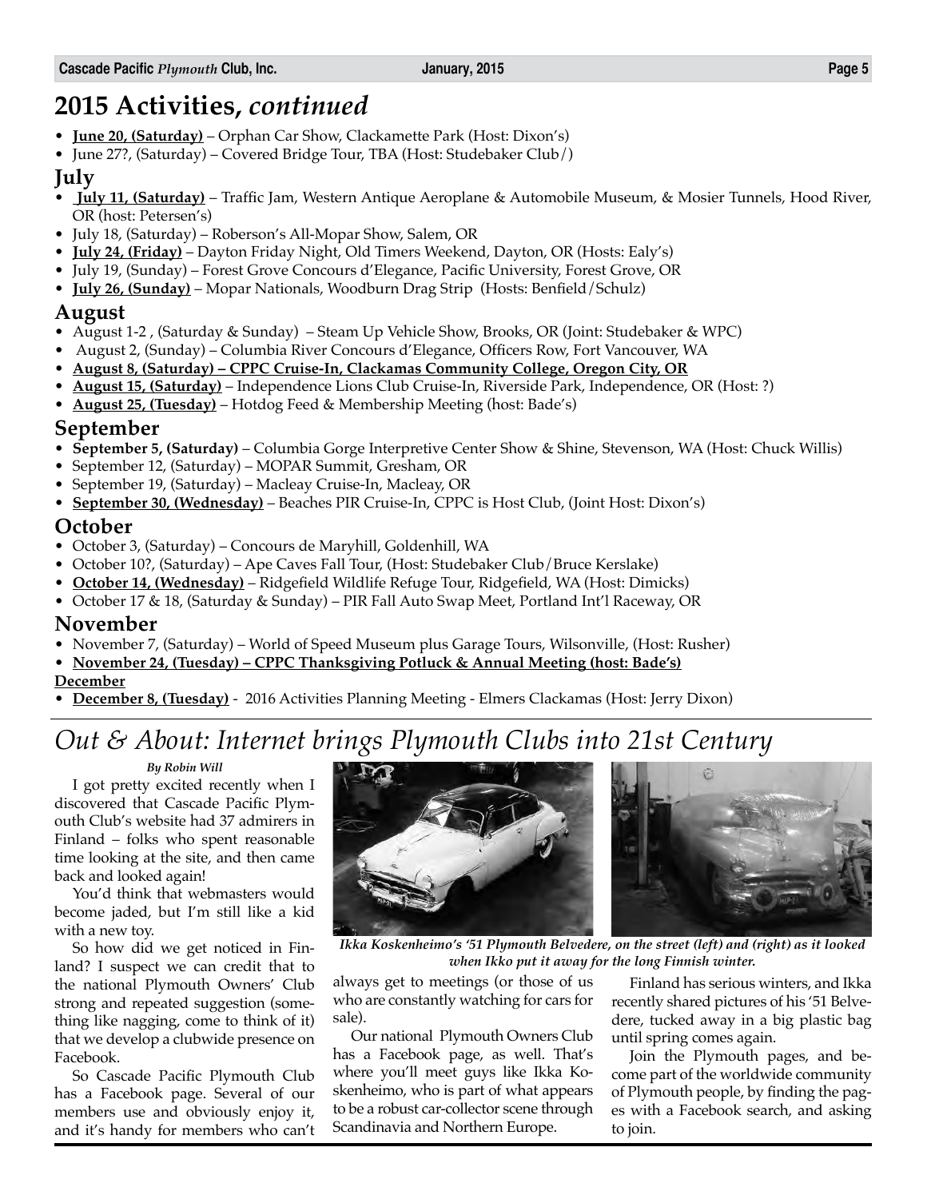## 2015 Activities, *continued*

- **June 20, (Saturday)** – Orphan Car Show, Clackamette Park (Host: Dixon's)
- June 27?, (Saturday) – Covered Bridge Tour, TBA (Host: Studebaker Club/)

### July

- **July 11, (Saturday)** – Traffic Jam, Western Antique Aeroplane & Automobile Museum, & Mosier Tunnels, Hood River, OR (host: Petersen's)
- July 18, (Saturday) – Roberson's All-Mopar Show, Salem, OR
- **July 24, (Friday)** – Dayton Friday Night, Old Timers Weekend, Dayton, OR (Hosts: Ealy's)
- July 19, (Sunday) – Forest Grove Concours d'Elegance, Pacific University, Forest Grove, OR
- **July 26, (Sunday)** – Mopar Nationals, Woodburn Drag Strip (Hosts: Benfield/Schulz)

### August

- August 1-2 , (Saturday & Sunday) – Steam Up Vehicle Show, Brooks, OR (Joint: Studebaker & WPC)
- August 2, (Sunday) – Columbia River Concours d'Elegance, Officers Row, Fort Vancouver, WA
- **August 8, (Saturday) – CPPC Cruise-In, Clackamas Community College, Oregon City, OR**
- **August 15, (Saturday)** – Independence Lions Club Cruise-In, Riverside Park, Independence, OR (Host: ?)
- **August 25, (Tuesday)** – Hotdog Feed & Membership Meeting (host: Bade's)

### September

- **September 5, (Saturday)** – Columbia Gorge Interpretive Center Show & Shine, Stevenson, WA (Host: Chuck Willis)
- September 12, (Saturday) – MOPAR Summit, Gresham, OR
- September 19, (Saturday) – Macleay Cruise-In, Macleay, OR
- **September 30, (Wednesday)** – Beaches PIR Cruise-In, CPPC is Host Club, (Joint Host: Dixon's)

### October

- October 3, (Saturday) – Concours de Maryhill, Goldenhill, WA
- October 10?, (Saturday) – Ape Caves Fall Tour, (Host: Studebaker Club/Bruce Kerslake)
- **October 14, (Wednesday)** – Ridgefield Wildlife Refuge Tour, Ridgefield, WA (Host: Dimicks)
- October 17 & 18, (Saturday & Sunday) – PIR Fall Auto Swap Meet, Portland Int'l Raceway, OR

### November

- November 7, (Saturday) – World of Speed Museum plus Garage Tours, Wilsonville, (Host: Rusher)
- **November 24, (Tuesday) – CPPC Thanksgiving Potluck & Annual Meeting (host: Bade's)**

**December**

- **December 8, (Tuesday)** - 2016 Activities Planning Meeting - Elmers Clackamas (Host: Jerry Dixon)

## *Out & About: Internet brings Plymouth Clubs into 21st Century*

***By Robin Will***

I got pretty excited recently when I discovered that Cascade Pacific Plymouth Club's website had 37 admirers in Finland – folks who spent reasonable time looking at the site, and then came back and looked again!

You'd think that webmasters would become jaded, but I'm still like a kid with a new toy.

So how did we get noticed in Finland? I suspect we can credit that to the national Plymouth Owners' Club strong and repeated suggestion (something like nagging, come to think of it) that we develop a clubwide presence on Facebook.

So Cascade Pacific Plymouth Club has a Facebook page. Several of our members use and obviously enjoy it, and it's handy for members who can't always get to meetings (or those of us who are constantly watching for cars for sale).

Our national Plymouth Owners Club has a Facebook page, as well. That's where you'll meet guys like Ikka Koskenheimo, who is part of what appears to be a robust car-collector scene through Scandinavia and Northern Europe.

Finland has serious winters, and Ikka recently shared pictures of his '51 Belvedere, tucked away in a big plastic bag until spring comes again.

Join the Plymouth pages, and become part of the worldwide community of Plymouth people, by finding the pages with a Facebook search, and asking to join.

***Ikka Koskenheimo's '51 Plymouth Belvedere, on the street (left) and (right) as it looked when Ikko put it away for the long Finnish winter.***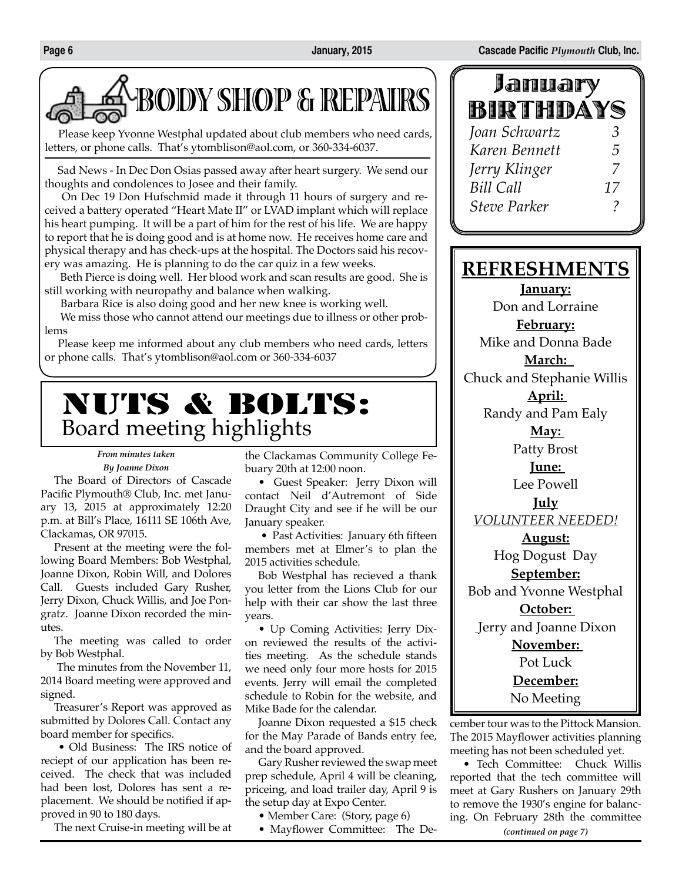# BODY SHOP & REPAIRS

Please keep Yvonne Westphal updated about club members who need cards, letters, or phone calls. That's ytomblison@aol.com, or 360-334-6037.

Sad News - In Dec Don Osias passed away after heart surgery. We send our thoughts and condolences to Josee and their family.

On Dec 19 Don Hufschmid made it through 11 hours of surgery and received a battery operated "Heart Mate II" or LVAD implant which will replace his heart pumping. It will be a part of him for the rest of his life. We are happy to report that he is doing good and is at home now. He receives home care and physical therapy and has check-ups at the hospital. The Doctors said his recovery was amazing. He is planning to do the car quiz in a few weeks.

Beth Pierce is doing well. Her blood work and scan results are good. She is still working with neuropathy and balance when walking.

Barbara Rice is also doing good and her new knee is working well.

We miss those who cannot attend our meetings due to illness or other problems

Please keep me informed about any club members who need cards, letters or phone calls. That's ytomblison@aol.com or 360-334-6037

# NUTS & BOLTS:
## Board meeting highlights

*From minutes taken*
*By Joanne Dixon*

The Board of Directors of Cascade Pacific Plymouth® Club, Inc. met January 13, 2015 at approximately 12:20 p.m. at Bill's Place, 16111 SE 106th Ave, Clackamas, OR 97015.

Present at the meeting were the following Board Members: Bob Westphal, Joanne Dixon, Robin Will, and Dolores Call. Guests included Gary Rusher, Jerry Dixon, Chuck Willis, and Joe Pongratz. Joanne Dixon recorded the minutes.

The meeting was called to order by Bob Westphal.

The minutes from the November 11, 2014 Board meeting were approved and signed.

Treasurer's Report was approved as submitted by Dolores Call. Contact any board member for specifics.

- Old Business: The IRS notice of reciept of our application has been received. The check that was included had been lost, Dolores has sent a replacement. We should be notified if approved in 90 to 180 days.

The next Cruise-in meeting will be at the Clackamas Community College Febuary 20th at 12:00 noon.

- Guest Speaker: Jerry Dixon will contact Neil d'Autremont of Side Draught City and see if he will be our January speaker.
- Past Activities: January 6th fifteen members met at Elmer's to plan the 2015 activities schedule.

Bob Westphal has recieved a thank you letter from the Lions Club for our help with their car show the last three years.

- Up Coming Activities: Jerry Dixon reviewed the results of the activities meeting. As the schedule stands we need only four more hosts for 2015 events. Jerry will email the completed schedule to Robin for the website, and Mike Bade for the calendar.

Joanne Dixon requested a $15 check for the May Parade of Bands entry fee, and the board approved.

Gary Rusher reviewed the swap meet prep schedule, April 4 will be cleaning, priceing, and load trailer day, April 9 is the setup day at Expo Center.

- Member Care: (Story, page 6)
- Mayflower Committee: The December tour was to the Pittock Mansion. The 2015 Mayflower activities planning meeting has not been scheduled yet.
- Tech Committee: Chuck Willis reported that the tech committee will meet at Gary Rushers on January 29th to remove the 1930's engine for balancing. On February 28th the committee

*(continued on page 7)*

## January BIRTHDAYS

| | |
|---|---|
| *Joan Schwartz* | *3* |
| *Karen Bennett* | *5* |
| *Jerry Klinger* | *7* |
| *Bill Call* | *17* |
| *Steve Parker* | *?* |

## REFRESHMENTS

**January:**
Don and Lorraine

**February:**
Mike and Donna Bade

**March:**
Chuck and Stephanie Willis

**April:**
Randy and Pam Ealy

**May:**
Patty Brost

**June:**
Lee Powell

**July**
*VOLUNTEER NEEDED!*

**August:**
Hog Dogust Day

**September:**
Bob and Yvonne Westphal

**October:**
Jerry and Joanne Dixon

**November:**
Pot Luck

**December:**
No Meeting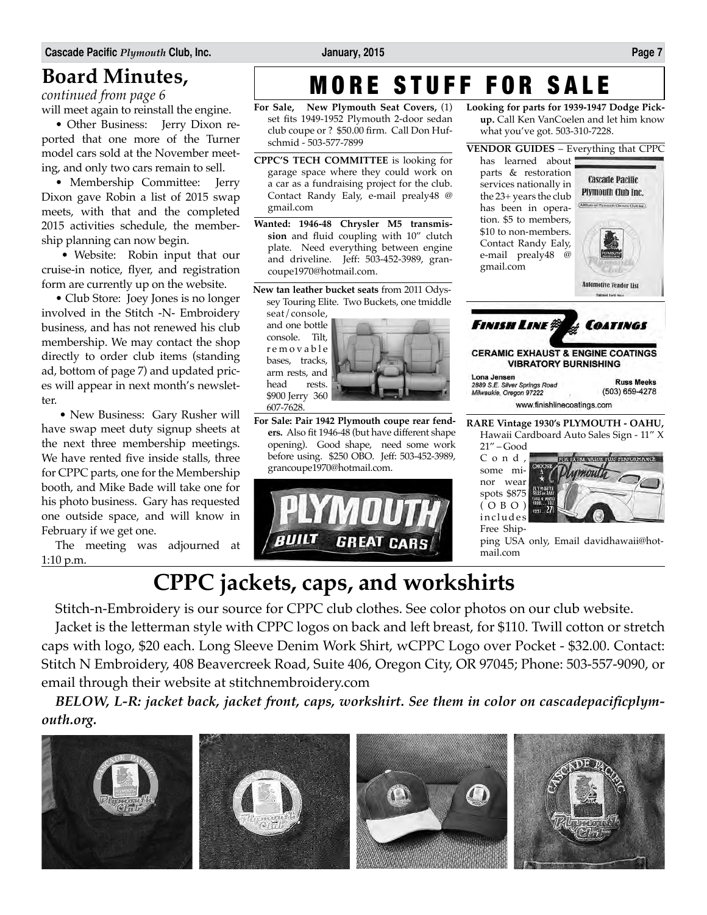## Board Minutes,

*continued from page 6*

will meet again to reinstall the engine.

• Other Business: Jerry Dixon reported that one more of the Turner model cars sold at the November meeting, and only two cars remain to sell.

• Membership Committee: Jerry Dixon gave Robin a list of 2015 swap meets, with that and the completed 2015 activities schedule, the membership planning can now begin.

• Website: Robin input that our cruise-in notice, flyer, and registration form are currently up on the website.

• Club Store: Joey Jones is no longer involved in the Stitch -N- Embroidery business, and has not renewed his club membership. We may contact the shop directly to order club items (standing ad, bottom of page 7) and updated prices will appear in next month's newsletter.

• New Business: Gary Rusher will have swap meet duty signup sheets at the next three membership meetings. We have rented five inside stalls, three for CPPC parts, one for the Membership booth, and Mike Bade will take one for his photo business. Gary has requested one outside space, and will know in February if we get one.

The meeting was adjourned at 1:10 p.m.

# MORE STUFF FOR SALE

**For Sale, New Plymouth Seat Covers,** (1) set fits 1949-1952 Plymouth 2-door sedan club coupe or ? $50.00 firm. Call Don Hufschmid - 503-577-7899

**CPPC'S TECH COMMITTEE** is looking for garage space where they could work on a car as a fundraising project for the club. Contact Randy Ealy, e-mail prealy48 @ gmail.com

**Wanted: 1946-48 Chrysler M5 transmission** and fluid coupling with 10" clutch plate. Need everything between engine and driveline. Jeff: 503-452-3989, grancoupe1970@hotmail.com.

**New tan leather bucket seats** from 2011 Odyssey Touring Elite. Two Buckets, one tmiddle seat/console, and one bottle console. Tilt, removable bases, tracks, arm rests, and head rests. $900 Jerry 360 607-7628.

**For Sale: Pair 1942 Plymouth coupe rear fenders.** Also fit 1946-48 (but have different shape opening). Good shape, need some work before using. $250 OBO. Jeff: 503-452-3989, grancoupe1970@hotmail.com.

PLYMOUTH BUILT GREAT CARS

**Looking for parts for 1939-1947 Dodge Pickup.** Call Ken VanCoelen and let him know what you've got. 503-310-7228.

**VENDOR GUIDES** – Everything that CPPC has learned about parts & restoration services nationally in the 23+ years the club has been in operation. $5 to members, $10 to non-members. Contact Randy Ealy, e-mail prealy48 @ gmail.com

**FINISH LINE COATINGS**
CERAMIC EXHAUST & ENGINE COATINGS
VIBRATORY BURNISHING
Lona Jensen
2889 S.E. Silver Springs Road
Milwaukie, Oregon 97222
Russ Meeks
(503) 659-4278
www.finishlinecoatings.com

**RARE Vintage 1930's PLYMOUTH - OAHU,** Hawaii Cardboard Auto Sales Sign - 11" X 21" – Good Cond, some minor wear spots $875 (OBO) includes Free Shipping USA only, Email davidhawaii@hotmail.com

# CPPC jackets, caps, and workshirts

Stitch-n-Embroidery is our source for CPPC club clothes. See color photos on our club website.

Jacket is the letterman style with CPPC logos on back and left breast, for $110. Twill cotton or stretch caps with logo, $20 each. Long Sleeve Denim Work Shirt, wCPPC Logo over Pocket - $32.00. Contact: Stitch N Embroidery, 408 Beavercreek Road, Suite 406, Oregon City, OR 97045; Phone: 503-557-9090, or email through their website at stitchnembroidery.com

***BELOW, L-R: jacket back, jacket front, caps, workshirt. See them in color on cascadepacificplymouth.org.***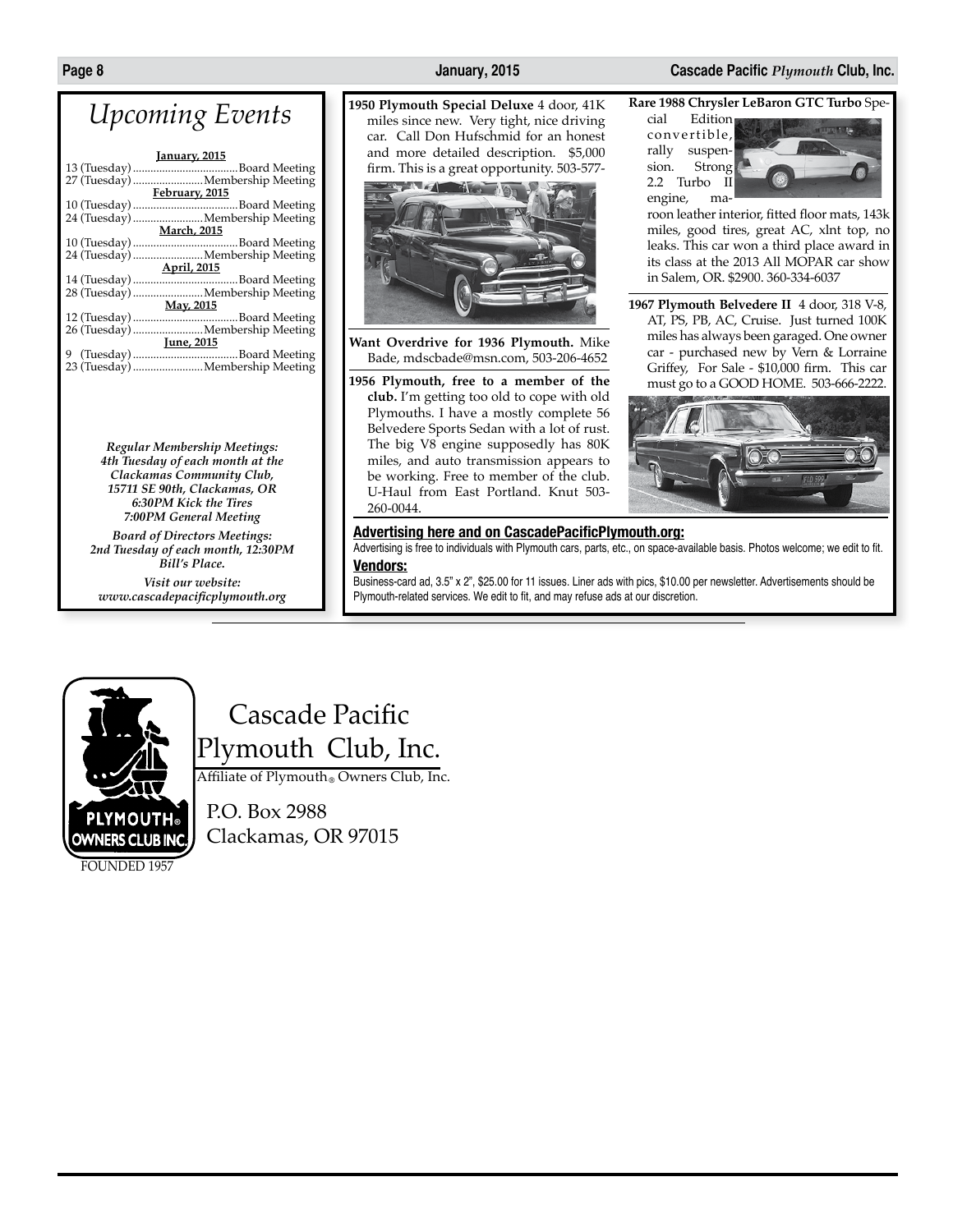# Upcoming Events

**January, 2015**

13 (Tuesday) ........ Board Meeting
27 (Tuesday) ........ Membership Meeting

**February, 2015**

10 (Tuesday) ........ Board Meeting
24 (Tuesday) ........ Membership Meeting

**March, 2015**

10 (Tuesday) ........ Board Meeting
24 (Tuesday) ........ Membership Meeting

**April, 2015**

14 (Tuesday) ........ Board Meeting
28 (Tuesday) ........ Membership Meeting

**May, 2015**

12 (Tuesday) ........ Board Meeting
26 (Tuesday) ........ Membership Meeting

**June, 2015**

9 (Tuesday) ........ Board Meeting
23 (Tuesday) ........ Membership Meeting

*Regular Membership Meetings:*
*4th Tuesday of each month at the Clackamas Community Club,*
*15711 SE 90th, Clackamas, OR*
*6:30PM Kick the Tires*
*7:00PM General Meeting*

*Board of Directors Meetings:*
*2nd Tuesday of each month, 12:30PM*
*Bill's Place.*

*Visit our website:*
*www.cascadepacificplymouth.org*

**1950 Plymouth Special Deluxe** 4 door, 41K miles since new. Very tight, nice driving car. Call Don Hufschmid for an honest and more detailed description. $5,000 firm. This is a great opportunity. 503-577-

**Want Overdrive for 1936 Plymouth.** Mike Bade, mdscbade@msn.com, 503-206-4652

**1956 Plymouth, free to a member of the club.** I'm getting too old to cope with old Plymouths. I have a mostly complete 56 Belvedere Sports Sedan with a lot of rust. The big V8 engine supposedly has 80K miles, and auto transmission appears to be working. Free to member of the club. U-Haul from East Portland. Knut 503-260-0044.

**Rare 1988 Chrysler LeBaron GTC Turbo** Special Edition convertible, rally suspension. Strong 2.2 Turbo II engine, maroon leather interior, fitted floor mats, 143k miles, good tires, great AC, xlnt top, no leaks. This car won a third place award in its class at the 2013 All MOPAR car show in Salem, OR. $2900. 360-334-6037

**1967 Plymouth Belvedere II** 4 door, 318 V-8, AT, PS, PB, AC, Cruise. Just turned 100K miles has always been garaged. One owner car - purchased new by Vern & Lorraine Griffey, For Sale - $10,000 firm. This car must go to a GOOD HOME. 503-666-2222.

**Advertising here and on CascadePacificPlymouth.org:**
Advertising is free to individuals with Plymouth cars, parts, etc., on space-available basis. Photos welcome; we edit to fit.

**Vendors:**
Business-card ad, 3.5" x 2", $25.00 for 11 issues. Liner ads with pics, $10.00 per newsletter. Advertisements should be Plymouth-related services. We edit to fit, and may refuse ads at our discretion.

PLYMOUTH® OWNERS CLUB INC.
FOUNDED 1957

Cascade Pacific
Plymouth Club, Inc.
Affiliate of Plymouth® Owners Club, Inc.

P.O. Box 2988
Clackamas, OR 97015